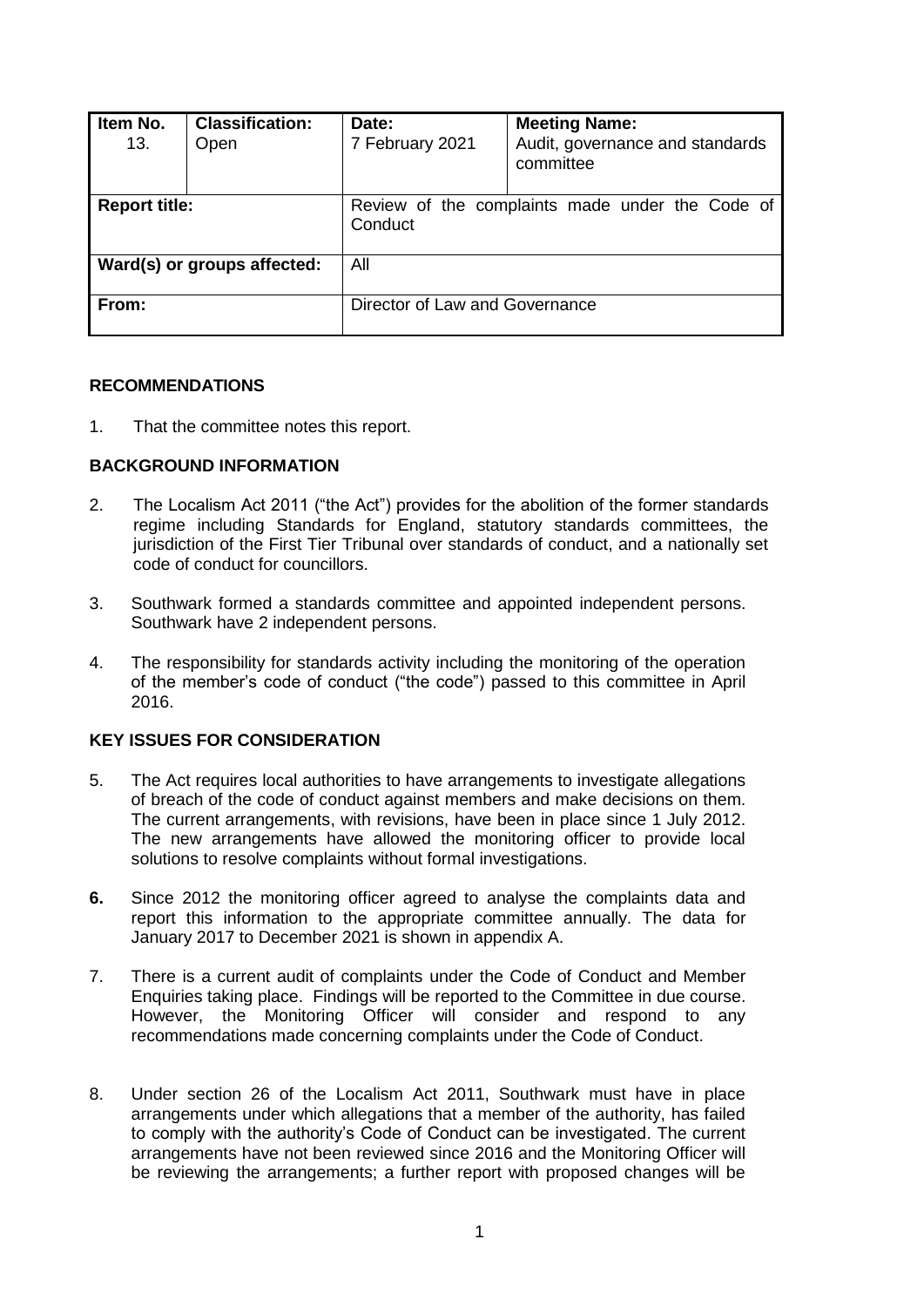| Item No. 13. | Classification: Open | Date: 7 February 2021 | Meeting Name: Audit, governance and standards committee |
|---|---|---|---|
| **Report title:** | | Review of the complaints made under the Code of Conduct | |
| **Ward(s) or groups affected:** | | All | |
| **From:** | | Director of Law and Governance | |

## RECOMMENDATIONS

1. That the committee notes this report.

## BACKGROUND INFORMATION

2. The Localism Act 2011 ("the Act") provides for the abolition of the former standards regime including Standards for England, statutory standards committees, the jurisdiction of the First Tier Tribunal over standards of conduct, and a nationally set code of conduct for councillors.

3. Southwark formed a standards committee and appointed independent persons. Southwark have 2 independent persons.

4. The responsibility for standards activity including the monitoring of the operation of the member's code of conduct ("the code") passed to this committee in April 2016.

## KEY ISSUES FOR CONSIDERATION

5. The Act requires local authorities to have arrangements to investigate allegations of breach of the code of conduct against members and make decisions on them. The current arrangements, with revisions, have been in place since 1 July 2012. The new arrangements have allowed the monitoring officer to provide local solutions to resolve complaints without formal investigations.

**6.** Since 2012 the monitoring officer agreed to analyse the complaints data and report this information to the appropriate committee annually. The data for January 2017 to December 2021 is shown in appendix A.

7. There is a current audit of complaints under the Code of Conduct and Member Enquiries taking place. Findings will be reported to the Committee in due course. However, the Monitoring Officer will consider and respond to any recommendations made concerning complaints under the Code of Conduct.

8. Under section 26 of the Localism Act 2011, Southwark must have in place arrangements under which allegations that a member of the authority, has failed to comply with the authority's Code of Conduct can be investigated. The current arrangements have not been reviewed since 2016 and the Monitoring Officer will be reviewing the arrangements; a further report with proposed changes will be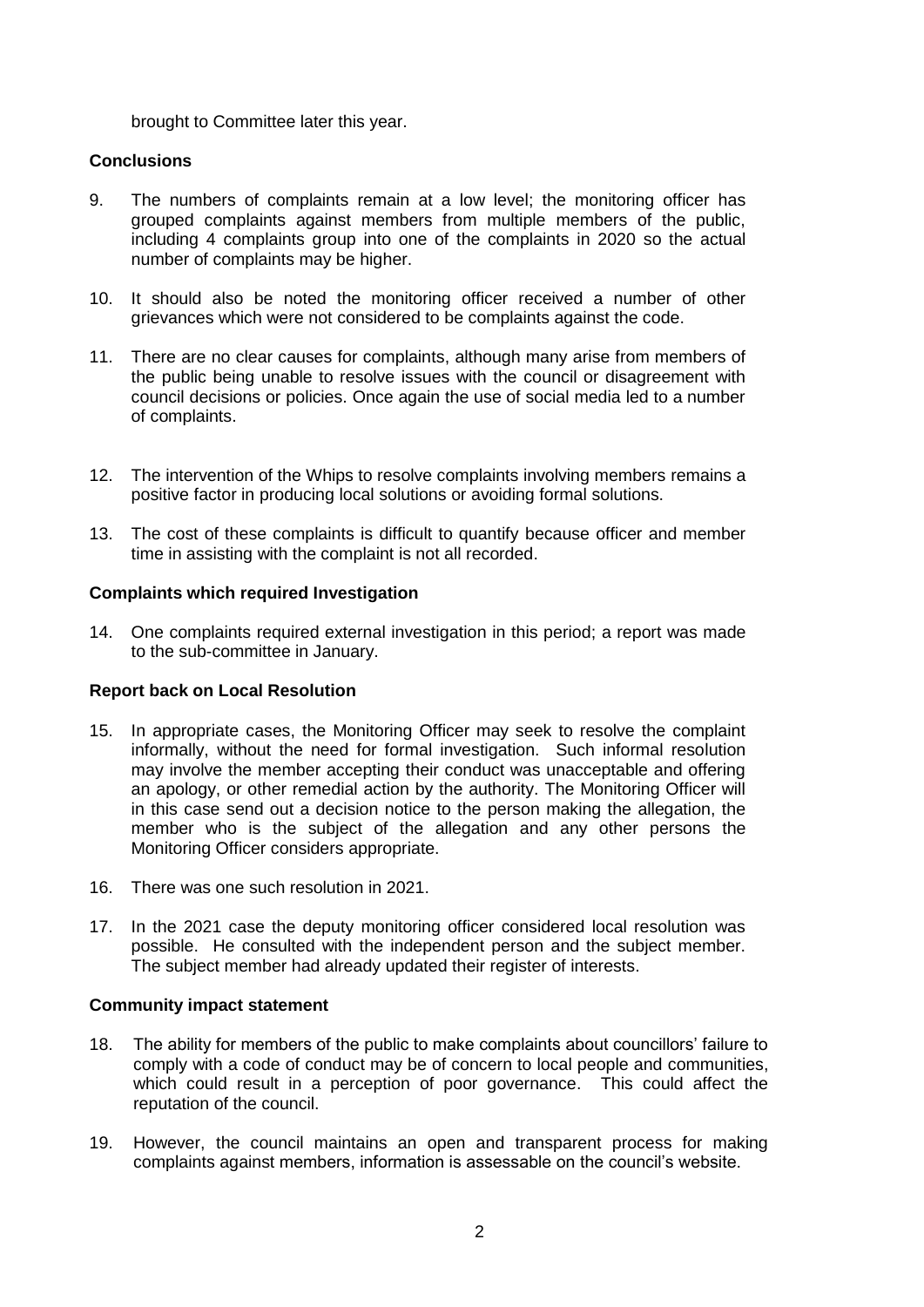brought to Committee later this year.

**Conclusions**

9. The numbers of complaints remain at a low level; the monitoring officer has grouped complaints against members from multiple members of the public, including 4 complaints group into one of the complaints in 2020 so the actual number of complaints may be higher.

10. It should also be noted the monitoring officer received a number of other grievances which were not considered to be complaints against the code.

11. There are no clear causes for complaints, although many arise from members of the public being unable to resolve issues with the council or disagreement with council decisions or policies. Once again the use of social media led to a number of complaints.

12. The intervention of the Whips to resolve complaints involving members remains a positive factor in producing local solutions or avoiding formal solutions.

13. The cost of these complaints is difficult to quantify because officer and member time in assisting with the complaint is not all recorded.

**Complaints which required Investigation**

14. One complaints required external investigation in this period; a report was made to the sub-committee in January.

**Report back on Local Resolution**

15. In appropriate cases, the Monitoring Officer may seek to resolve the complaint informally, without the need for formal investigation. Such informal resolution may involve the member accepting their conduct was unacceptable and offering an apology, or other remedial action by the authority. The Monitoring Officer will in this case send out a decision notice to the person making the allegation, the member who is the subject of the allegation and any other persons the Monitoring Officer considers appropriate.

16. There was one such resolution in 2021.

17. In the 2021 case the deputy monitoring officer considered local resolution was possible. He consulted with the independent person and the subject member. The subject member had already updated their register of interests.

**Community impact statement**

18. The ability for members of the public to make complaints about councillors' failure to comply with a code of conduct may be of concern to local people and communities, which could result in a perception of poor governance. This could affect the reputation of the council.

19. However, the council maintains an open and transparent process for making complaints against members, information is assessable on the council's website.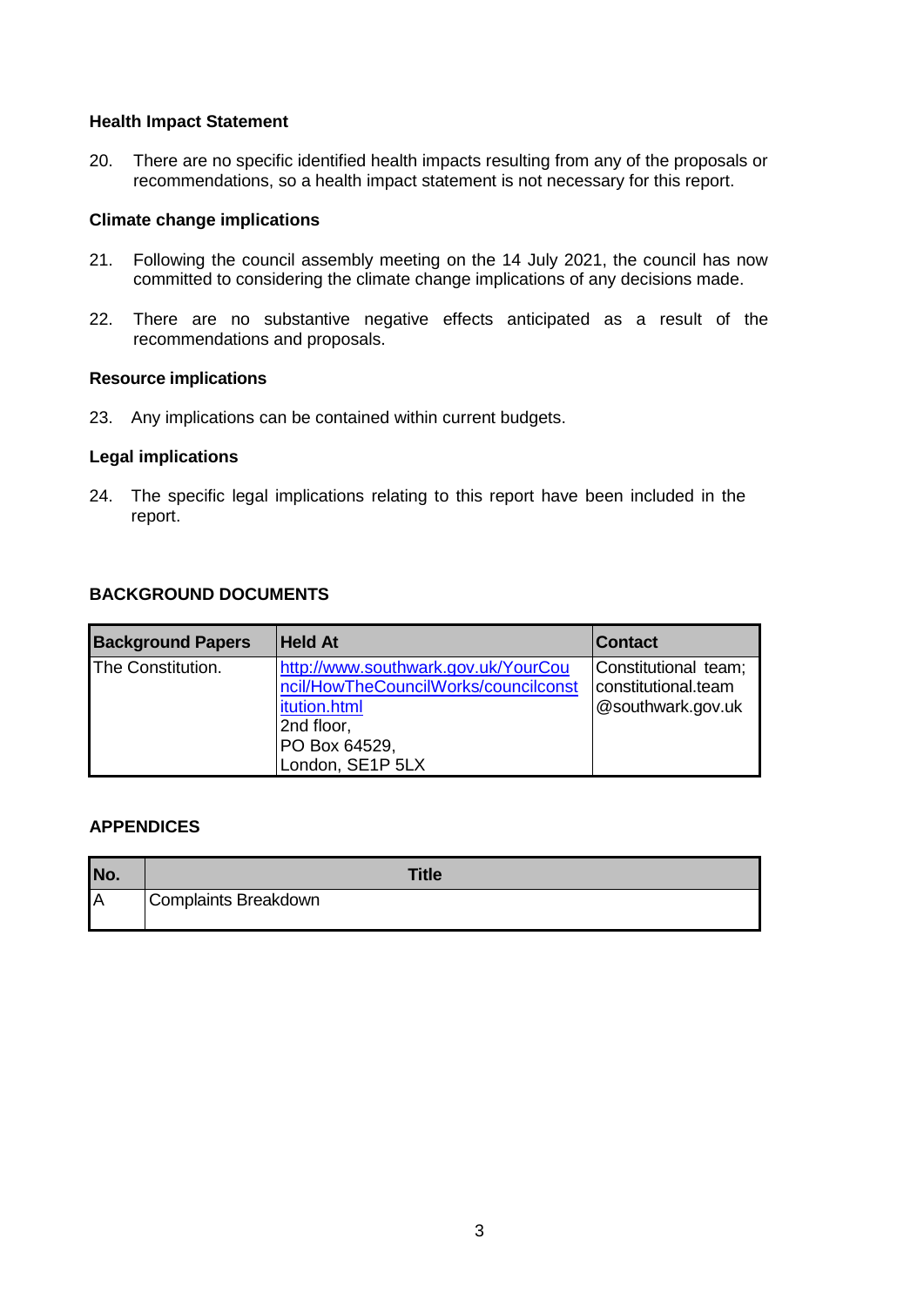**Health Impact Statement**

20. There are no specific identified health impacts resulting from any of the proposals or recommendations, so a health impact statement is not necessary for this report.

**Climate change implications**

21. Following the council assembly meeting on the 14 July 2021, the council has now committed to considering the climate change implications of any decisions made.

22. There are no substantive negative effects anticipated as a result of the recommendations and proposals.

**Resource implications**

23. Any implications can be contained within current budgets.

**Legal implications**

24. The specific legal implications relating to this report have been included in the report.

**BACKGROUND DOCUMENTS**

| Background Papers | Held At | Contact |
|---|---|---|
| The Constitution. | http://www.southwark.gov.uk/YourCouncil/HowTheCouncilWorks/councilconstitution.html<br>2nd floor,<br>PO Box 64529,<br>London, SE1P 5LX | Constitutional team; constitutional.team@southwark.gov.uk |

**APPENDICES**

| No. | Title |
|---|---|
| A | Complaints Breakdown |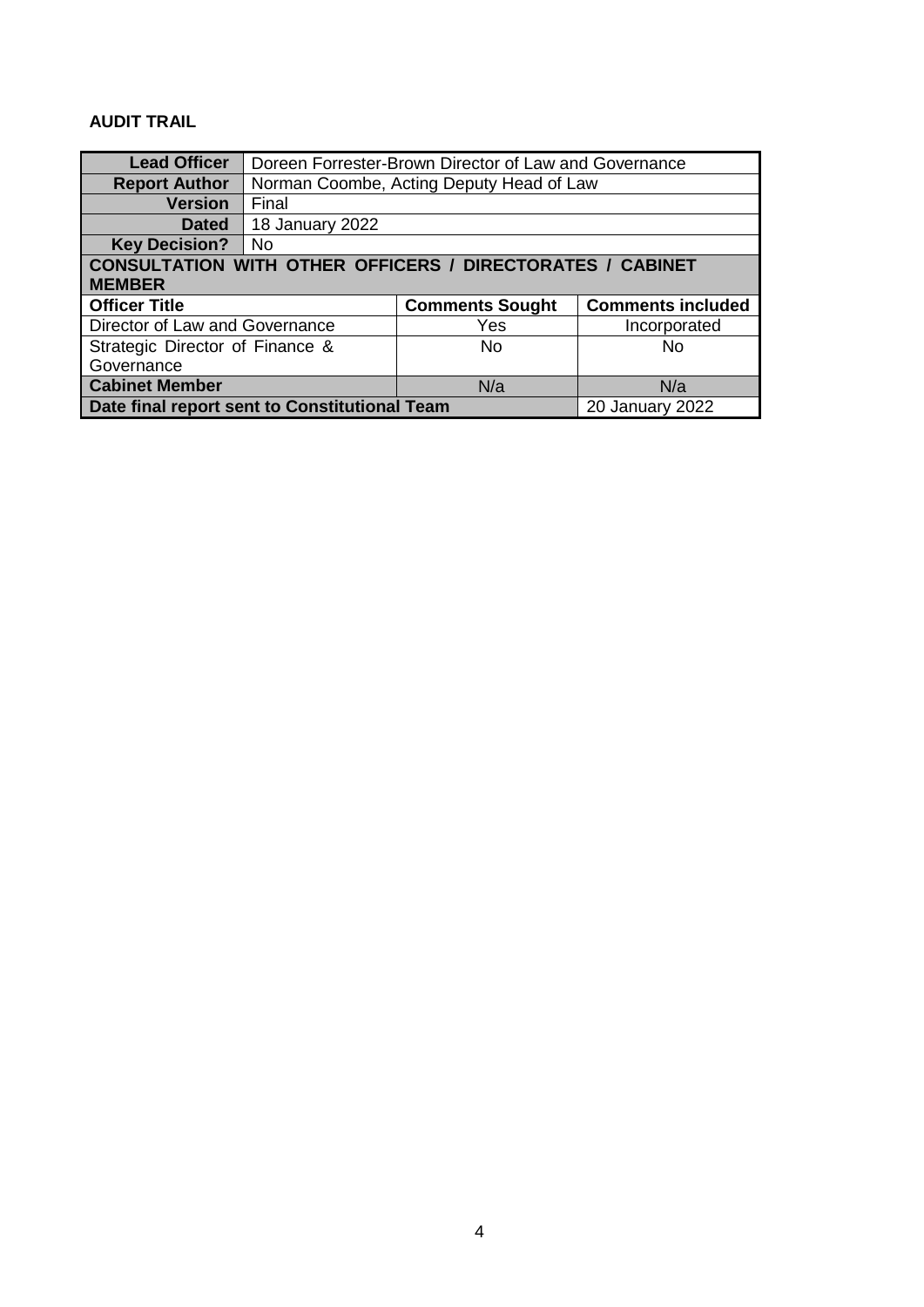**AUDIT TRAIL**

| | | | |
|---|---|---|---|
| **Lead Officer** | Doreen Forrester-Brown Director of Law and Governance | | |
| **Report Author** | Norman Coombe, Acting Deputy Head of Law | | |
| **Version** | Final | | |
| **Dated** | 18 January 2022 | | |
| **Key Decision?** | No | | |
| **CONSULTATION WITH OTHER OFFICERS / DIRECTORATES / CABINET MEMBER** | | | |
| **Officer Title** | | **Comments Sought** | **Comments included** |
| Director of Law and Governance | | Yes | Incorporated |
| Strategic Director of Finance & Governance | | No | No |
| **Cabinet Member** | | N/a | N/a |
| **Date final report sent to Constitutional Team** | | | 20 January 2022 |